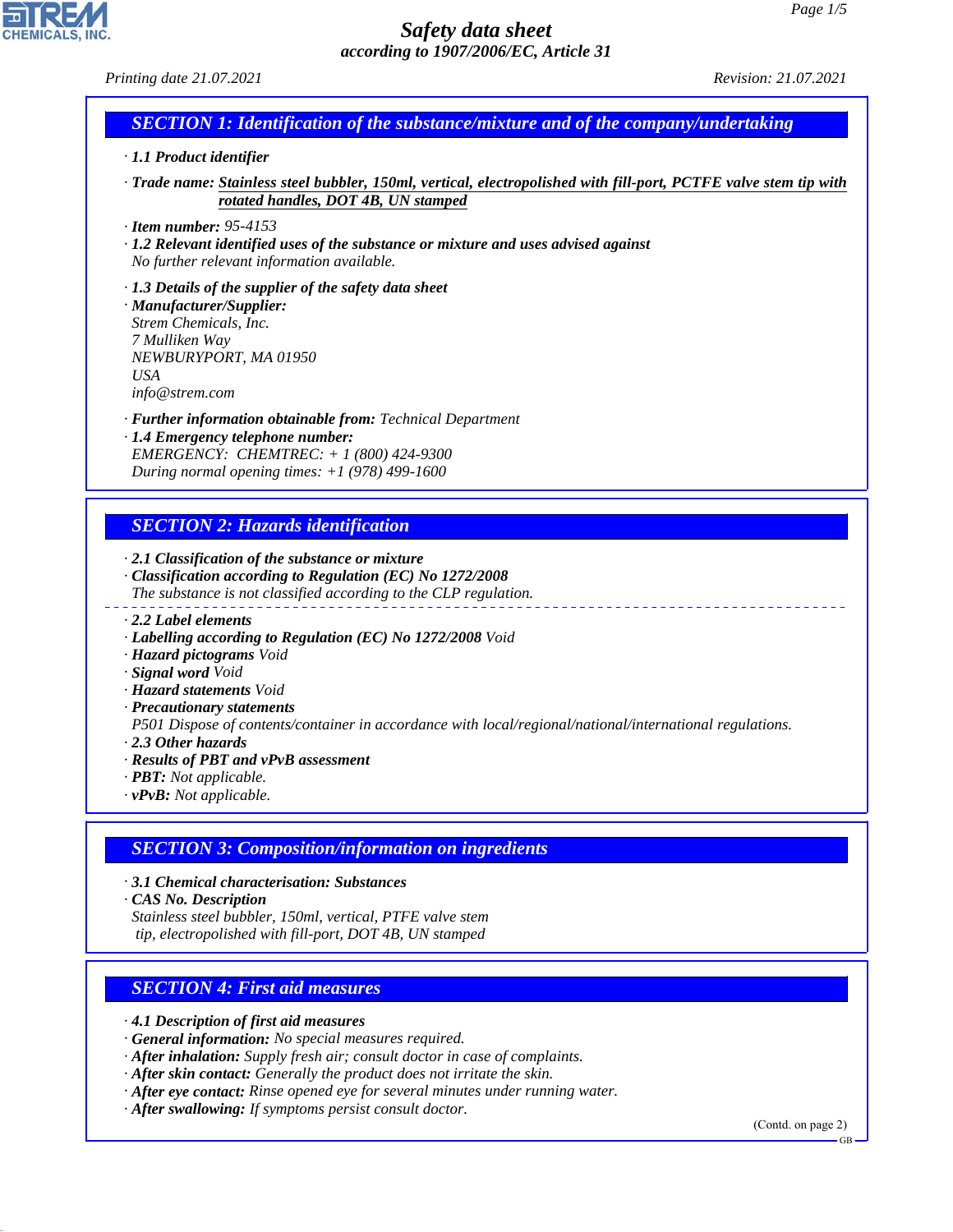# Safety data sheet

*according to 1907/2006/EC, Article 31*

*Printing date 21.07.2021* *Revision: 21.07.2021*

## SECTION 1: Identification of the substance/mixture and of the company/undertaking

· **1.1 Product identifier**

· **Trade name: Stainless steel bubbler, 150ml, vertical, electropolished with fill-port, PCTFE valve stem tip with rotated handles, DOT 4B, UN stamped**

· **Item number:** 95-4153

· **1.2 Relevant identified uses of the substance or mixture and uses advised against**
No further relevant information available.

· **1.3 Details of the supplier of the safety data sheet**

· **Manufacturer/Supplier:**
Strem Chemicals, Inc.
7 Mulliken Way
NEWBURYPORT, MA 01950
USA
info@strem.com

· **Further information obtainable from:** Technical Department

· **1.4 Emergency telephone number:**
EMERGENCY: CHEMTREC: + 1 (800) 424-9300
During normal opening times: +1 (978) 499-1600

## SECTION 2: Hazards identification

· **2.1 Classification of the substance or mixture**

· **Classification according to Regulation (EC) No 1272/2008**
The substance is not classified according to the CLP regulation.

· **2.2 Label elements**

· **Labelling according to Regulation (EC) No 1272/2008** Void

· **Hazard pictograms** Void

· **Signal word** Void

· **Hazard statements** Void

· **Precautionary statements**
P501 Dispose of contents/container in accordance with local/regional/national/international regulations.

· **2.3 Other hazards**

· **Results of PBT and vPvB assessment**

· **PBT:** Not applicable.

· **vPvB:** Not applicable.

## SECTION 3: Composition/information on ingredients

· **3.1 Chemical characterisation: Substances**

· **CAS No. Description**
Stainless steel bubbler, 150ml, vertical, PTFE valve stem tip, electropolished with fill-port, DOT 4B, UN stamped

## SECTION 4: First aid measures

· **4.1 Description of first aid measures**

· **General information:** No special measures required.

· **After inhalation:** Supply fresh air; consult doctor in case of complaints.

· **After skin contact:** Generally the product does not irritate the skin.

· **After eye contact:** Rinse opened eye for several minutes under running water.

· **After swallowing:** If symptoms persist consult doctor.

(Contd. on page 2)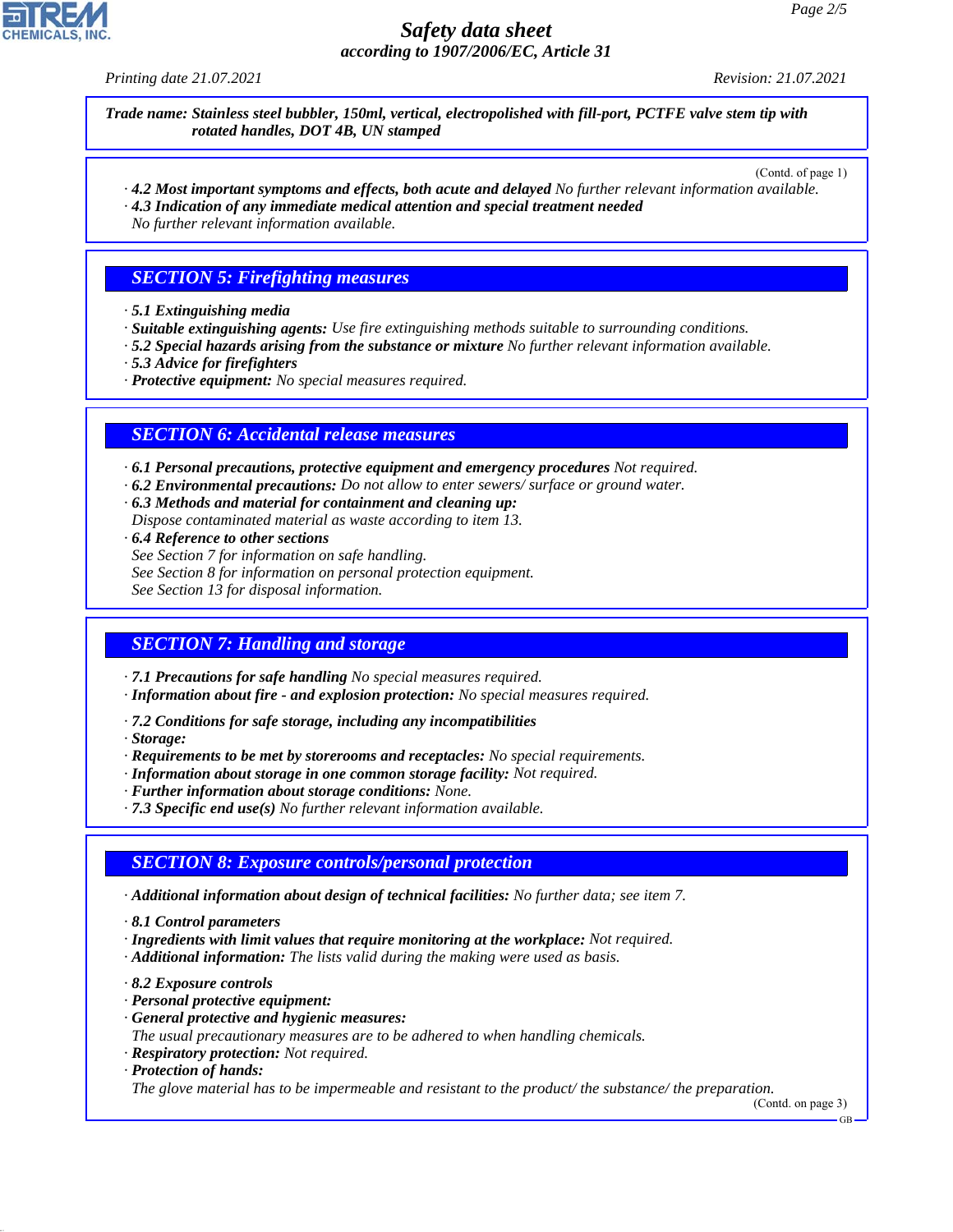**Trade name: Stainless steel bubbler, 150ml, vertical, electropolished with fill-port, PCTFE valve stem tip with rotated handles, DOT 4B, UN stamped**

(Contd. of page 1)

· **4.2 Most important symptoms and effects, both acute and delayed** No further relevant information available.
· **4.3 Indication of any immediate medical attention and special treatment needed**
No further relevant information available.

## SECTION 5: Firefighting measures

· **5.1 Extinguishing media**
· **Suitable extinguishing agents:** Use fire extinguishing methods suitable to surrounding conditions.
· **5.2 Special hazards arising from the substance or mixture** No further relevant information available.
· **5.3 Advice for firefighters**
· **Protective equipment:** No special measures required.

## SECTION 6: Accidental release measures

· **6.1 Personal precautions, protective equipment and emergency procedures** Not required.
· **6.2 Environmental precautions:** Do not allow to enter sewers/ surface or ground water.
· **6.3 Methods and material for containment and cleaning up:**
Dispose contaminated material as waste according to item 13.
· **6.4 Reference to other sections**
See Section 7 for information on safe handling.
See Section 8 for information on personal protection equipment.
See Section 13 for disposal information.

## SECTION 7: Handling and storage

· **7.1 Precautions for safe handling** No special measures required.
· **Information about fire - and explosion protection:** No special measures required.

· **7.2 Conditions for safe storage, including any incompatibilities**
· **Storage:**
· **Requirements to be met by storerooms and receptacles:** No special requirements.
· **Information about storage in one common storage facility:** Not required.
· **Further information about storage conditions:** None.
· **7.3 Specific end use(s)** No further relevant information available.

## SECTION 8: Exposure controls/personal protection

· **Additional information about design of technical facilities:** No further data; see item 7.

· **8.1 Control parameters**
· **Ingredients with limit values that require monitoring at the workplace:** Not required.
· **Additional information:** The lists valid during the making were used as basis.

· **8.2 Exposure controls**
· **Personal protective equipment:**
· **General protective and hygienic measures:**
The usual precautionary measures are to be adhered to when handling chemicals.
· **Respiratory protection:** Not required.
· **Protection of hands:**
The glove material has to be impermeable and resistant to the product/ the substance/ the preparation.

(Contd. on page 3)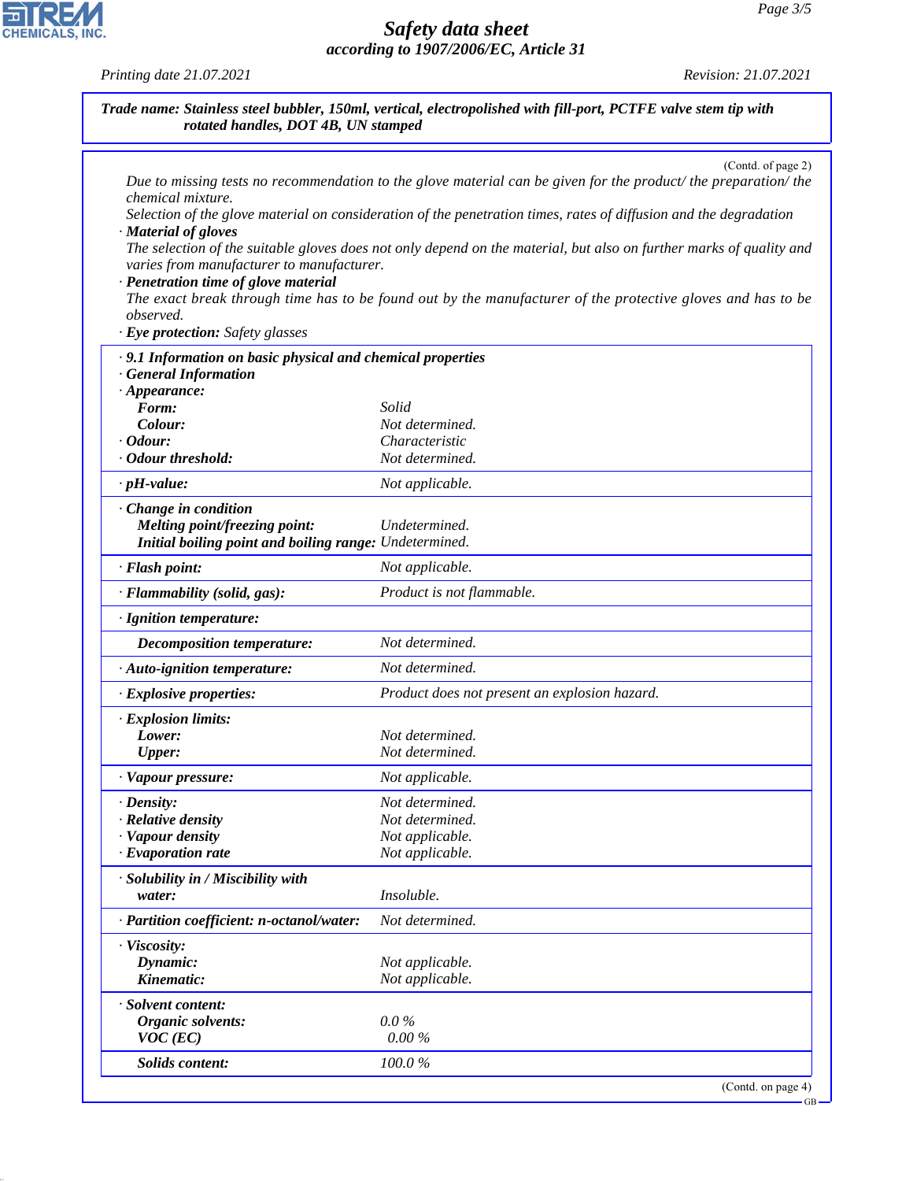**Trade name: Stainless steel bubbler, 150ml, vertical, electropolished with fill-port, PCTFE valve stem tip with rotated handles, DOT 4B, UN stamped**

(Contd. of page 2)

*Due to missing tests no recommendation to the glove material can be given for the product/ the preparation/ the chemical mixture.*
*Selection of the glove material on consideration of the penetration times, rates of diffusion and the degradation*

· ***Material of gloves***
*The selection of the suitable gloves does not only depend on the material, but also on further marks of quality and varies from manufacturer to manufacturer.*

· ***Penetration time of glove material***
*The exact break through time has to be found out by the manufacturer of the protective gloves and has to be observed.*

· ***Eye protection:*** *Safety glasses*

| | |
|---|---|
| **· 9.1 Information on basic physical and chemical properties** | |
| **· General Information** | |
| **· Appearance:** | |
| **Form:** | *Solid* |
| **Colour:** | *Not determined.* |
| **· Odour:** | *Characteristic* |
| **· Odour threshold:** | *Not determined.* |
| **· pH-value:** | *Not applicable.* |
| **· Change in condition** | |
| **Melting point/freezing point:** | *Undetermined.* |
| **Initial boiling point and boiling range:** | *Undetermined.* |
| **· Flash point:** | *Not applicable.* |
| **· Flammability (solid, gas):** | *Product is not flammable.* |
| **· Ignition temperature:** | |
| **Decomposition temperature:** | *Not determined.* |
| **· Auto-ignition temperature:** | *Not determined.* |
| **· Explosive properties:** | *Product does not present an explosion hazard.* |
| **· Explosion limits:** | |
| **Lower:** | *Not determined.* |
| **Upper:** | *Not determined.* |
| **· Vapour pressure:** | *Not applicable.* |
| **· Density:** | *Not determined.* |
| **· Relative density** | *Not determined.* |
| **· Vapour density** | *Not applicable.* |
| **· Evaporation rate** | *Not applicable.* |
| **· Solubility in / Miscibility with water:** | *Insoluble.* |
| **· Partition coefficient: n-octanol/water:** | *Not determined.* |
| **· Viscosity:** | |
| **Dynamic:** | *Not applicable.* |
| **Kinematic:** | *Not applicable.* |
| **· Solvent content:** | |
| **Organic solvents:** | *0.0 %* |
| **VOC (EC)** | *0.00 %* |
| **Solids content:** | *100.0 %* |

(Contd. on page 4)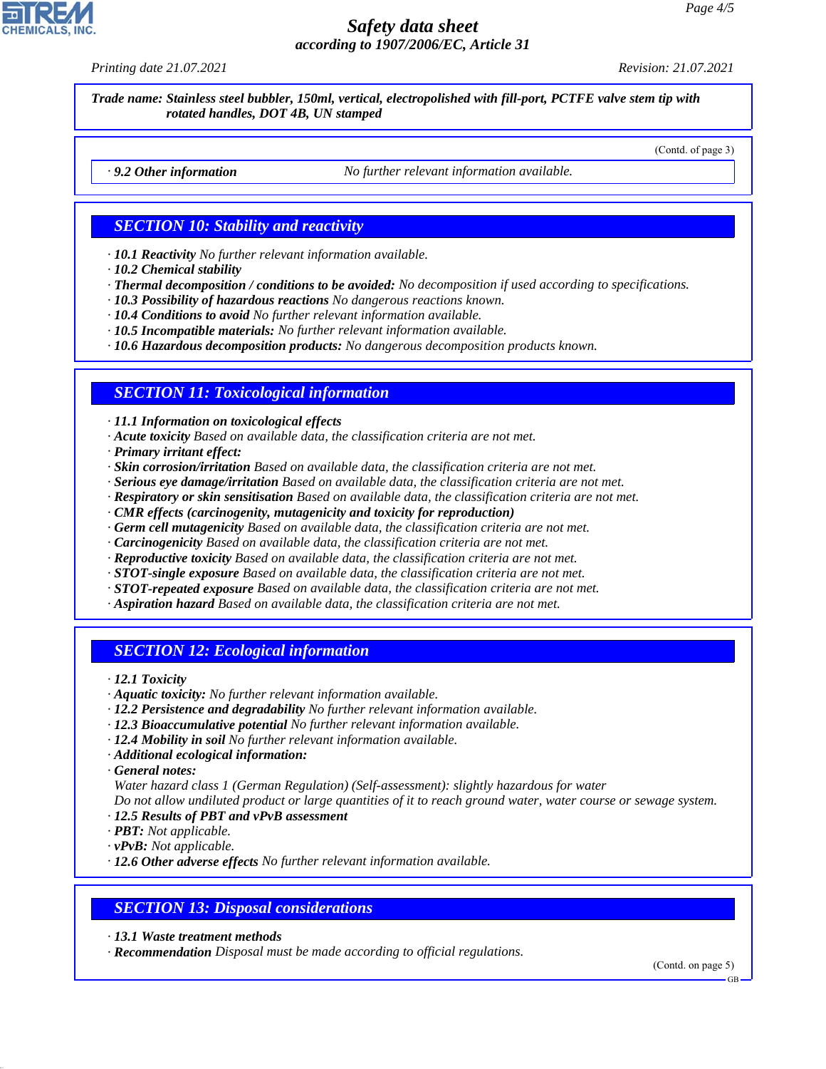**Trade name: Stainless steel bubbler, 150ml, vertical, electropolished with fill-port, PCTFE valve stem tip with rotated handles, DOT 4B, UN stamped**

(Contd. of page 3)

· **9.2 Other information** No further relevant information available.

## SECTION 10: Stability and reactivity

· **10.1 Reactivity** No further relevant information available.
· **10.2 Chemical stability**
· **Thermal decomposition / conditions to be avoided:** No decomposition if used according to specifications.
· **10.3 Possibility of hazardous reactions** No dangerous reactions known.
· **10.4 Conditions to avoid** No further relevant information available.
· **10.5 Incompatible materials:** No further relevant information available.
· **10.6 Hazardous decomposition products:** No dangerous decomposition products known.

## SECTION 11: Toxicological information

· **11.1 Information on toxicological effects**
· **Acute toxicity** Based on available data, the classification criteria are not met.
· **Primary irritant effect:**
· **Skin corrosion/irritation** Based on available data, the classification criteria are not met.
· **Serious eye damage/irritation** Based on available data, the classification criteria are not met.
· **Respiratory or skin sensitisation** Based on available data, the classification criteria are not met.
· **CMR effects (carcinogenity, mutagenicity and toxicity for reproduction)**
· **Germ cell mutagenicity** Based on available data, the classification criteria are not met.
· **Carcinogenicity** Based on available data, the classification criteria are not met.
· **Reproductive toxicity** Based on available data, the classification criteria are not met.
· **STOT-single exposure** Based on available data, the classification criteria are not met.
· **STOT-repeated exposure** Based on available data, the classification criteria are not met.
· **Aspiration hazard** Based on available data, the classification criteria are not met.

## SECTION 12: Ecological information

· **12.1 Toxicity**
· **Aquatic toxicity:** No further relevant information available.
· **12.2 Persistence and degradability** No further relevant information available.
· **12.3 Bioaccumulative potential** No further relevant information available.
· **12.4 Mobility in soil** No further relevant information available.
· **Additional ecological information:**
· **General notes:**
Water hazard class 1 (German Regulation) (Self-assessment): slightly hazardous for water
Do not allow undiluted product or large quantities of it to reach ground water, water course or sewage system.
· **12.5 Results of PBT and vPvB assessment**
· **PBT:** Not applicable.
· **vPvB:** Not applicable.
· **12.6 Other adverse effects** No further relevant information available.

## SECTION 13: Disposal considerations

· **13.1 Waste treatment methods**
· **Recommendation** Disposal must be made according to official regulations.

(Contd. on page 5)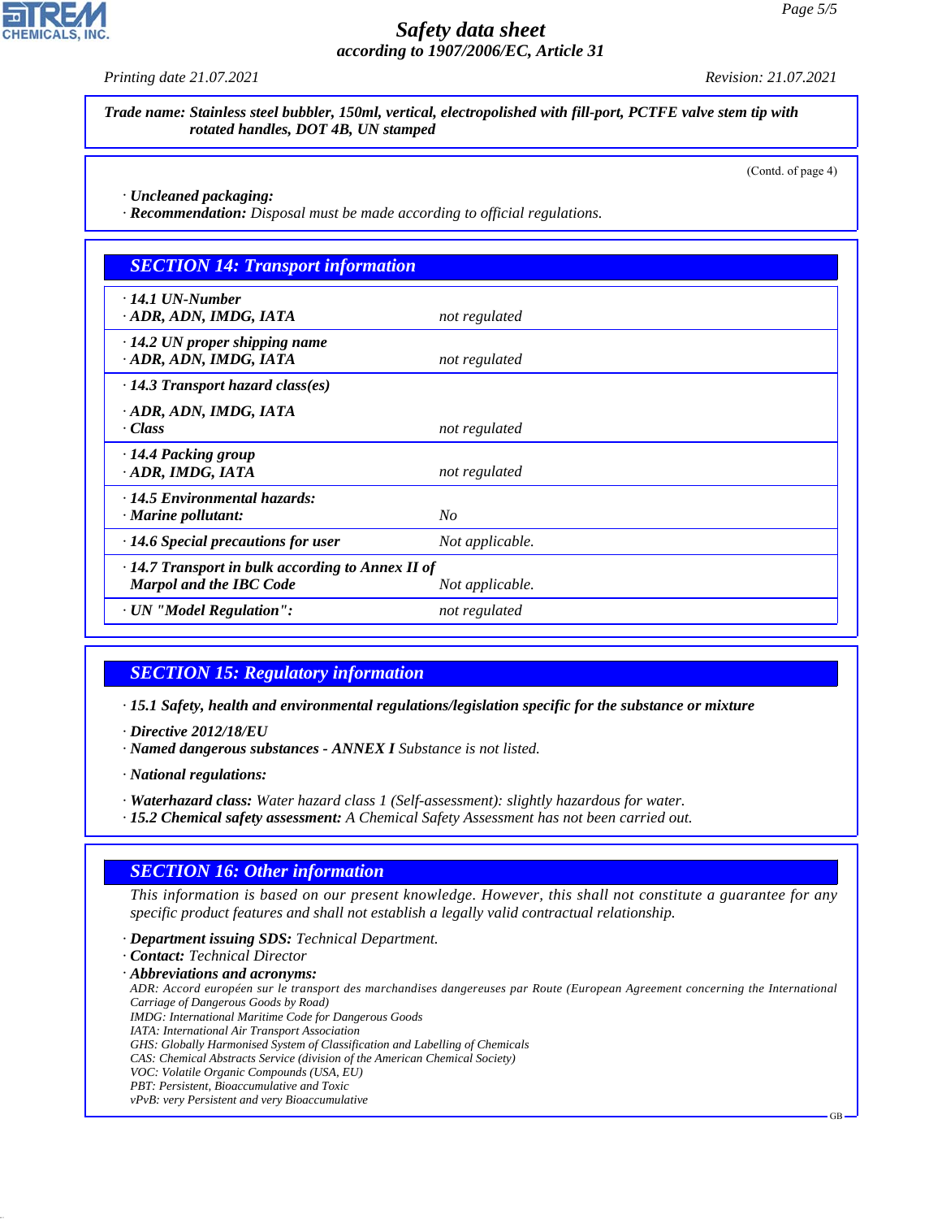**Trade name: Stainless steel bubbler, 150ml, vertical, electropolished with fill-port, PCTFE valve stem tip with rotated handles, DOT 4B, UN stamped**

(Contd. of page 4)

· **Uncleaned packaging:**
· **Recommendation:** Disposal must be made according to official regulations.

## SECTION 14: Transport information

| | |
|---|---|
| · **14.1 UN-Number**<br>· **ADR, ADN, IMDG, IATA** | not regulated |
| · **14.2 UN proper shipping name**<br>· **ADR, ADN, IMDG, IATA** | not regulated |
| · **14.3 Transport hazard class(es)**<br>· **ADR, ADN, IMDG, IATA**<br>· **Class** | not regulated |
| · **14.4 Packing group**<br>· **ADR, IMDG, IATA** | not regulated |
| · **14.5 Environmental hazards:**<br>· **Marine pollutant:** | No |
| · **14.6 Special precautions for user** | Not applicable. |
| · **14.7 Transport in bulk according to Annex II of Marpol and the IBC Code** | Not applicable. |
| · **UN "Model Regulation":** | not regulated |

## SECTION 15: Regulatory information

· **15.1 Safety, health and environmental regulations/legislation specific for the substance or mixture**

· **Directive 2012/18/EU**
· **Named dangerous substances - ANNEX I** Substance is not listed.

· **National regulations:**

· **Waterhazard class:** Water hazard class 1 (Self-assessment): slightly hazardous for water.
· **15.2 Chemical safety assessment:** A Chemical Safety Assessment has not been carried out.

## SECTION 16: Other information

This information is based on our present knowledge. However, this shall not constitute a guarantee for any specific product features and shall not establish a legally valid contractual relationship.

· **Department issuing SDS:** Technical Department.
· **Contact:** Technical Director
· **Abbreviations and acronyms:**
ADR: Accord européen sur le transport des marchandises dangereuses par Route (European Agreement concerning the International Carriage of Dangerous Goods by Road)
IMDG: International Maritime Code for Dangerous Goods
IATA: International Air Transport Association
GHS: Globally Harmonised System of Classification and Labelling of Chemicals
CAS: Chemical Abstracts Service (division of the American Chemical Society)
VOC: Volatile Organic Compounds (USA, EU)
PBT: Persistent, Bioaccumulative and Toxic
vPvB: very Persistent and very Bioaccumulative